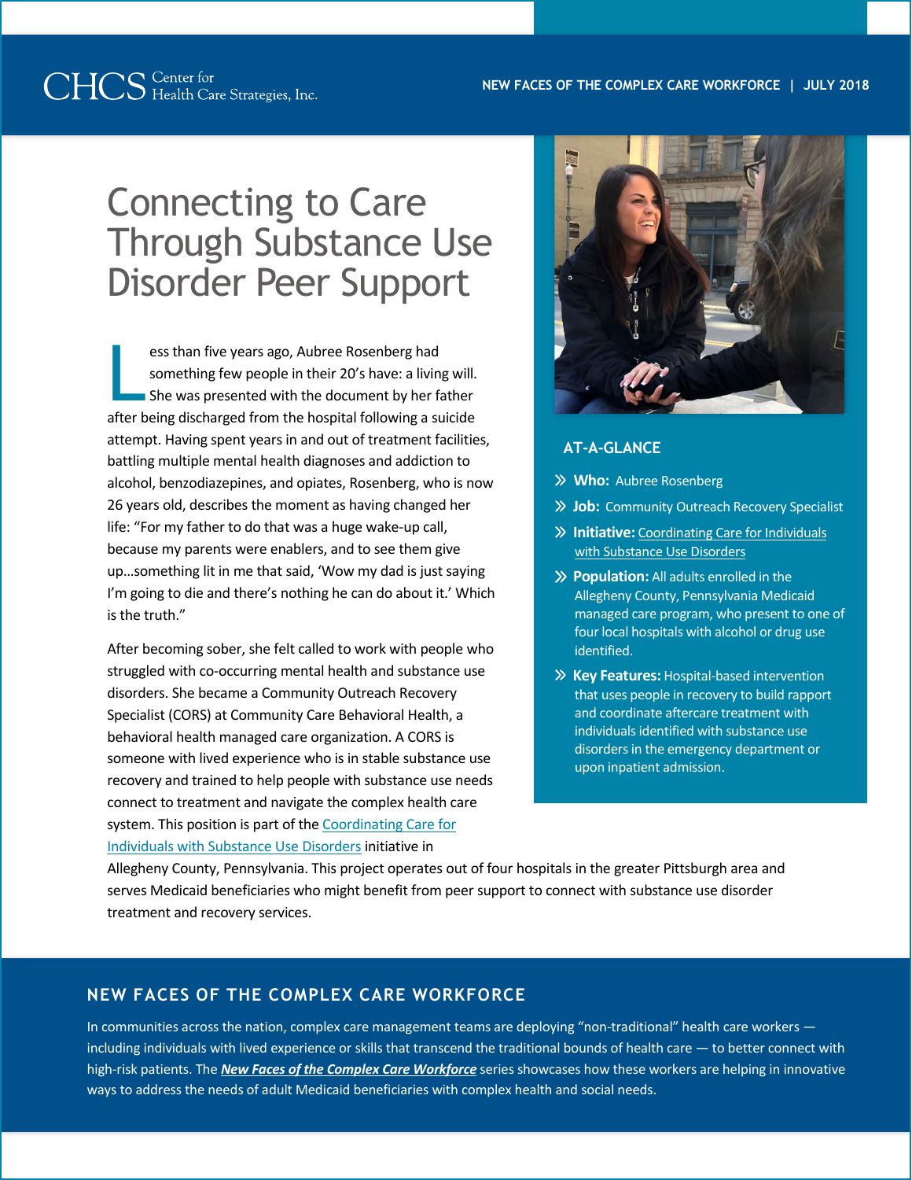# Connecting to Care Through Substance Use Disorder Peer Support

Less than five years ago, Aubree Rosenberg had something few people in their 20's have: a living will. She was presented with the document by her father after being discharged from the hospital following a suicide attempt. Having spent years in and out of treatment facilities, battling multiple mental health diagnoses and addiction to alcohol, benzodiazepines, and opiates, Rosenberg, who is now 26 years old, describes the moment as having changed her life: "For my father to do that was a huge wake-up call, because my parents were enablers, and to see them give up…something lit in me that said, 'Wow my dad is just saying I'm going to die and there's nothing he can do about it.' Which is the truth."

After becoming sober, she felt called to work with people who struggled with co-occurring mental health and substance use disorders. She became a Community Outreach Recovery Specialist (CORS) at Community Care Behavioral Health, a behavioral health managed care organization. A CORS is someone with lived experience who is in stable substance use recovery and trained to help people with substance use needs connect to treatment and navigate the complex health care system. This position is part of the Coordinating Care for Individuals with Substance Use Disorders initiative in Allegheny County, Pennsylvania. This project operates out of four hospitals in the greater Pittsburgh area and serves Medicaid beneficiaries who might benefit from peer support to connect with substance use disorder treatment and recovery services.

## AT-A-GLANCE

- **Who:** Aubree Rosenberg
- **Job:** Community Outreach Recovery Specialist
- **Initiative:** Coordinating Care for Individuals with Substance Use Disorders
- **Population:** All adults enrolled in the Allegheny County, Pennsylvania Medicaid managed care program, who present to one of four local hospitals with alcohol or drug use identified.
- **Key Features:** Hospital-based intervention that uses people in recovery to build rapport and coordinate aftercare treatment with individuals identified with substance use disorders in the emergency department or upon inpatient admission.

## NEW FACES OF THE COMPLEX CARE WORKFORCE

In communities across the nation, complex care management teams are deploying "non-traditional" health care workers — including individuals with lived experience or skills that transcend the traditional bounds of health care — to better connect with high-risk patients. The ***New Faces of the Complex Care Workforce*** series showcases how these workers are helping in innovative ways to address the needs of adult Medicaid beneficiaries with complex health and social needs.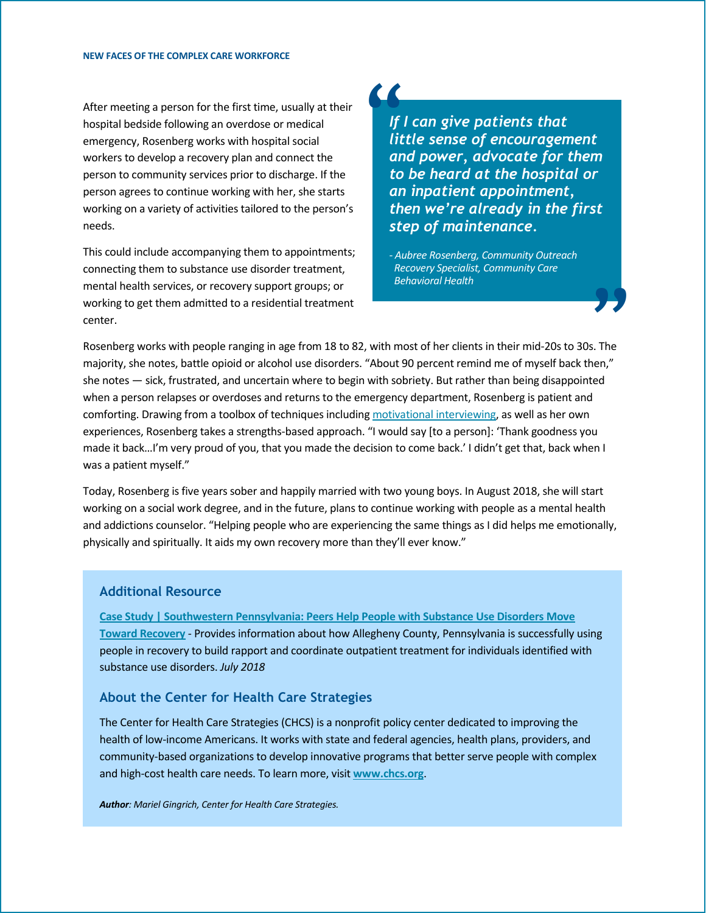After meeting a person for the first time, usually at their hospital bedside following an overdose or medical emergency, Rosenberg works with hospital social workers to develop a recovery plan and connect the person to community services prior to discharge. If the person agrees to continue working with her, she starts working on a variety of activities tailored to the person's needs.

This could include accompanying them to appointments; connecting them to substance use disorder treatment, mental health services, or recovery support groups; or working to get them admitted to a residential treatment center.

> ***If I can give patients that little sense of encouragement and power, advocate for them to be heard at the hospital or an inpatient appointment, then we're already in the first step of maintenance.***
>
> *- Aubree Rosenberg, Community Outreach Recovery Specialist, Community Care Behavioral Health*

Rosenberg works with people ranging in age from 18 to 82, with most of her clients in their mid-20s to 30s. The majority, she notes, battle opioid or alcohol use disorders. "About 90 percent remind me of myself back then," she notes — sick, frustrated, and uncertain where to begin with sobriety. But rather than being disappointed when a person relapses or overdoses and returns to the emergency department, Rosenberg is patient and comforting. Drawing from a toolbox of techniques including motivational interviewing, as well as her own experiences, Rosenberg takes a strengths-based approach. "I would say [to a person]: 'Thank goodness you made it back…I'm very proud of you, that you made the decision to come back.' I didn't get that, back when I was a patient myself."

Today, Rosenberg is five years sober and happily married with two young boys. In August 2018, she will start working on a social work degree, and in the future, plans to continue working with people as a mental health and addictions counselor. "Helping people who are experiencing the same things as I did helps me emotionally, physically and spiritually. It aids my own recovery more than they'll ever know."

### Additional Resource

**Case Study | Southwestern Pennsylvania: Peers Help People with Substance Use Disorders Move Toward Recovery** - Provides information about how Allegheny County, Pennsylvania is successfully using people in recovery to build rapport and coordinate outpatient treatment for individuals identified with substance use disorders. *July 2018*

### About the Center for Health Care Strategies

The Center for Health Care Strategies (CHCS) is a nonprofit policy center dedicated to improving the health of low-income Americans. It works with state and federal agencies, health plans, providers, and community-based organizations to develop innovative programs that better serve people with complex and high-cost health care needs. To learn more, visit **www.chcs.org**.

***Author**: Mariel Gingrich, Center for Health Care Strategies.*